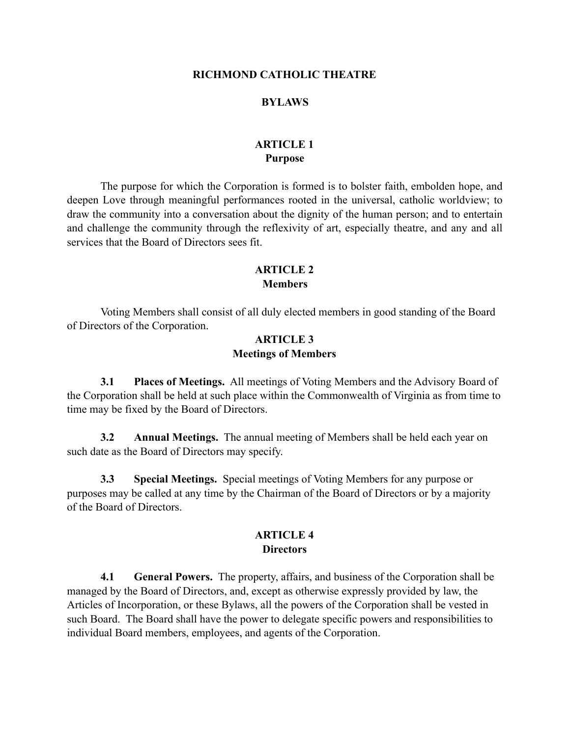# RICHMOND CATHOLIC THEATRE

# BYLAWS

## ARTICLE 1
## Purpose

The purpose for which the Corporation is formed is to bolster faith, embolden hope, and deepen Love through meaningful performances rooted in the universal, catholic worldview; to draw the community into a conversation about the dignity of the human person; and to entertain and challenge the community through the reflexivity of art, especially theatre, and any and all services that the Board of Directors sees fit.

## ARTICLE 2
## Members

Voting Members shall consist of all duly elected members in good standing of the Board of Directors of the Corporation.

## ARTICLE 3
## Meetings of Members

**3.1 Places of Meetings.** All meetings of Voting Members and the Advisory Board of the Corporation shall be held at such place within the Commonwealth of Virginia as from time to time may be fixed by the Board of Directors.

**3.2 Annual Meetings.** The annual meeting of Members shall be held each year on such date as the Board of Directors may specify.

**3.3 Special Meetings.** Special meetings of Voting Members for any purpose or purposes may be called at any time by the Chairman of the Board of Directors or by a majority of the Board of Directors.

## ARTICLE 4
## Directors

**4.1 General Powers.** The property, affairs, and business of the Corporation shall be managed by the Board of Directors, and, except as otherwise expressly provided by law, the Articles of Incorporation, or these Bylaws, all the powers of the Corporation shall be vested in such Board. The Board shall have the power to delegate specific powers and responsibilities to individual Board members, employees, and agents of the Corporation.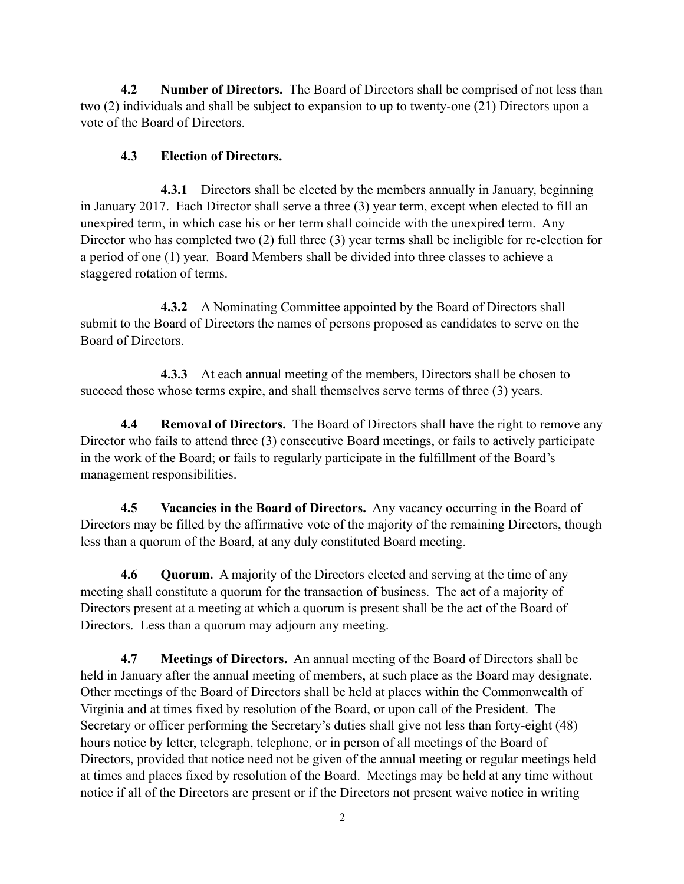**4.2 Number of Directors.** The Board of Directors shall be comprised of not less than two (2) individuals and shall be subject to expansion to up to twenty-one (21) Directors upon a vote of the Board of Directors.

**4.3 Election of Directors.**

**4.3.1** Directors shall be elected by the members annually in January, beginning in January 2017. Each Director shall serve a three (3) year term, except when elected to fill an unexpired term, in which case his or her term shall coincide with the unexpired term. Any Director who has completed two (2) full three (3) year terms shall be ineligible for re-election for a period of one (1) year. Board Members shall be divided into three classes to achieve a staggered rotation of terms.

**4.3.2** A Nominating Committee appointed by the Board of Directors shall submit to the Board of Directors the names of persons proposed as candidates to serve on the Board of Directors.

**4.3.3** At each annual meeting of the members, Directors shall be chosen to succeed those whose terms expire, and shall themselves serve terms of three (3) years.

**4.4 Removal of Directors.** The Board of Directors shall have the right to remove any Director who fails to attend three (3) consecutive Board meetings, or fails to actively participate in the work of the Board; or fails to regularly participate in the fulfillment of the Board's management responsibilities.

**4.5 Vacancies in the Board of Directors.** Any vacancy occurring in the Board of Directors may be filled by the affirmative vote of the majority of the remaining Directors, though less than a quorum of the Board, at any duly constituted Board meeting.

**4.6 Quorum.** A majority of the Directors elected and serving at the time of any meeting shall constitute a quorum for the transaction of business. The act of a majority of Directors present at a meeting at which a quorum is present shall be the act of the Board of Directors. Less than a quorum may adjourn any meeting.

**4.7 Meetings of Directors.** An annual meeting of the Board of Directors shall be held in January after the annual meeting of members, at such place as the Board may designate. Other meetings of the Board of Directors shall be held at places within the Commonwealth of Virginia and at times fixed by resolution of the Board, or upon call of the President. The Secretary or officer performing the Secretary's duties shall give not less than forty-eight (48) hours notice by letter, telegraph, telephone, or in person of all meetings of the Board of Directors, provided that notice need not be given of the annual meeting or regular meetings held at times and places fixed by resolution of the Board. Meetings may be held at any time without notice if all of the Directors are present or if the Directors not present waive notice in writing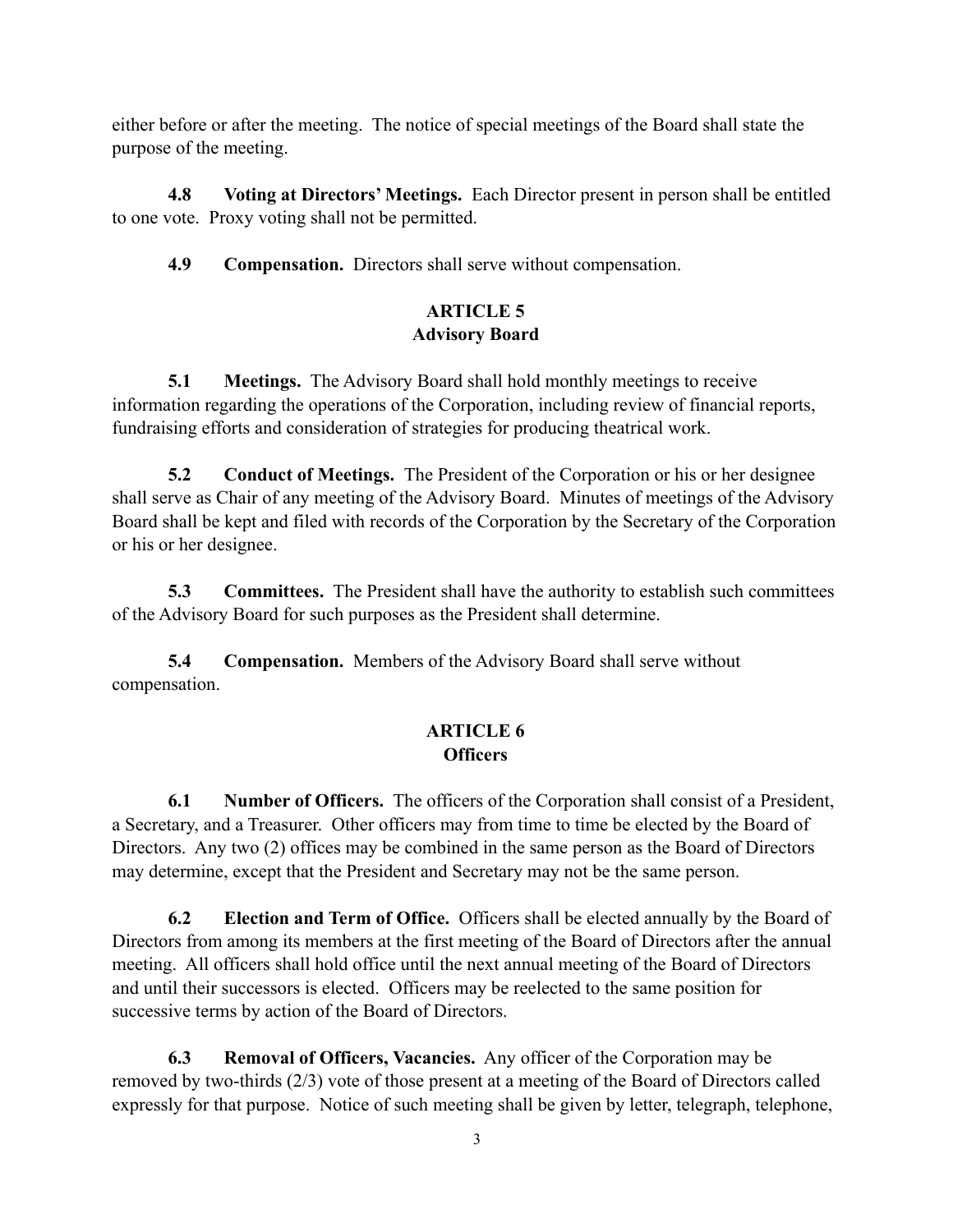either before or after the meeting. The notice of special meetings of the Board shall state the purpose of the meeting.

**4.8 Voting at Directors' Meetings.** Each Director present in person shall be entitled to one vote. Proxy voting shall not be permitted.

**4.9 Compensation.** Directors shall serve without compensation.

## ARTICLE 5
## Advisory Board

**5.1 Meetings.** The Advisory Board shall hold monthly meetings to receive information regarding the operations of the Corporation, including review of financial reports, fundraising efforts and consideration of strategies for producing theatrical work.

**5.2 Conduct of Meetings.** The President of the Corporation or his or her designee shall serve as Chair of any meeting of the Advisory Board. Minutes of meetings of the Advisory Board shall be kept and filed with records of the Corporation by the Secretary of the Corporation or his or her designee.

**5.3 Committees.** The President shall have the authority to establish such committees of the Advisory Board for such purposes as the President shall determine.

**5.4 Compensation.** Members of the Advisory Board shall serve without compensation.

## ARTICLE 6
## Officers

**6.1 Number of Officers.** The officers of the Corporation shall consist of a President, a Secretary, and a Treasurer. Other officers may from time to time be elected by the Board of Directors. Any two (2) offices may be combined in the same person as the Board of Directors may determine, except that the President and Secretary may not be the same person.

**6.2 Election and Term of Office.** Officers shall be elected annually by the Board of Directors from among its members at the first meeting of the Board of Directors after the annual meeting. All officers shall hold office until the next annual meeting of the Board of Directors and until their successors is elected. Officers may be reelected to the same position for successive terms by action of the Board of Directors.

**6.3 Removal of Officers, Vacancies.** Any officer of the Corporation may be removed by two-thirds (2/3) vote of those present at a meeting of the Board of Directors called expressly for that purpose. Notice of such meeting shall be given by letter, telegraph, telephone,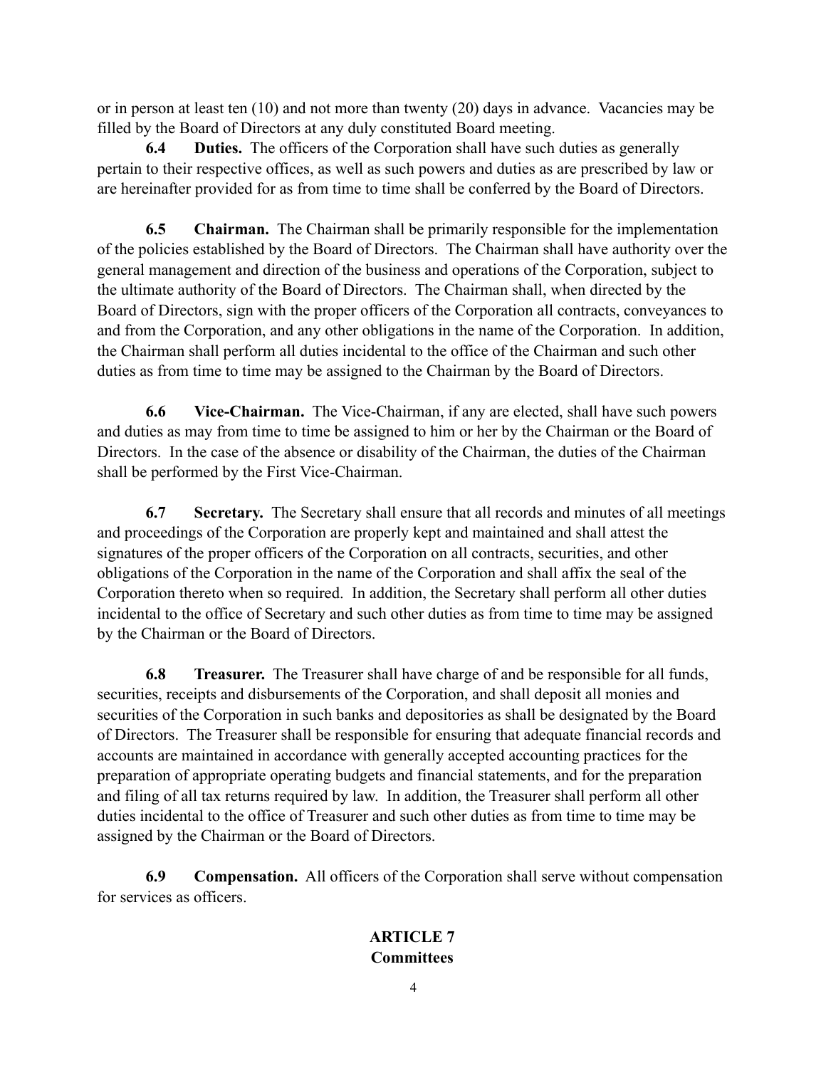or in person at least ten (10) and not more than twenty (20) days in advance. Vacancies may be filled by the Board of Directors at any duly constituted Board meeting.

**6.4 Duties.** The officers of the Corporation shall have such duties as generally pertain to their respective offices, as well as such powers and duties as are prescribed by law or are hereinafter provided for as from time to time shall be conferred by the Board of Directors.

**6.5 Chairman.** The Chairman shall be primarily responsible for the implementation of the policies established by the Board of Directors. The Chairman shall have authority over the general management and direction of the business and operations of the Corporation, subject to the ultimate authority of the Board of Directors. The Chairman shall, when directed by the Board of Directors, sign with the proper officers of the Corporation all contracts, conveyances to and from the Corporation, and any other obligations in the name of the Corporation. In addition, the Chairman shall perform all duties incidental to the office of the Chairman and such other duties as from time to time may be assigned to the Chairman by the Board of Directors.

**6.6 Vice-Chairman.** The Vice-Chairman, if any are elected, shall have such powers and duties as may from time to time be assigned to him or her by the Chairman or the Board of Directors. In the case of the absence or disability of the Chairman, the duties of the Chairman shall be performed by the First Vice-Chairman.

**6.7 Secretary.** The Secretary shall ensure that all records and minutes of all meetings and proceedings of the Corporation are properly kept and maintained and shall attest the signatures of the proper officers of the Corporation on all contracts, securities, and other obligations of the Corporation in the name of the Corporation and shall affix the seal of the Corporation thereto when so required. In addition, the Secretary shall perform all other duties incidental to the office of Secretary and such other duties as from time to time may be assigned by the Chairman or the Board of Directors.

**6.8 Treasurer.** The Treasurer shall have charge of and be responsible for all funds, securities, receipts and disbursements of the Corporation, and shall deposit all monies and securities of the Corporation in such banks and depositories as shall be designated by the Board of Directors. The Treasurer shall be responsible for ensuring that adequate financial records and accounts are maintained in accordance with generally accepted accounting practices for the preparation of appropriate operating budgets and financial statements, and for the preparation and filing of all tax returns required by law. In addition, the Treasurer shall perform all other duties incidental to the office of Treasurer and such other duties as from time to time may be assigned by the Chairman or the Board of Directors.

**6.9 Compensation.** All officers of the Corporation shall serve without compensation for services as officers.

## ARTICLE 7
## Committees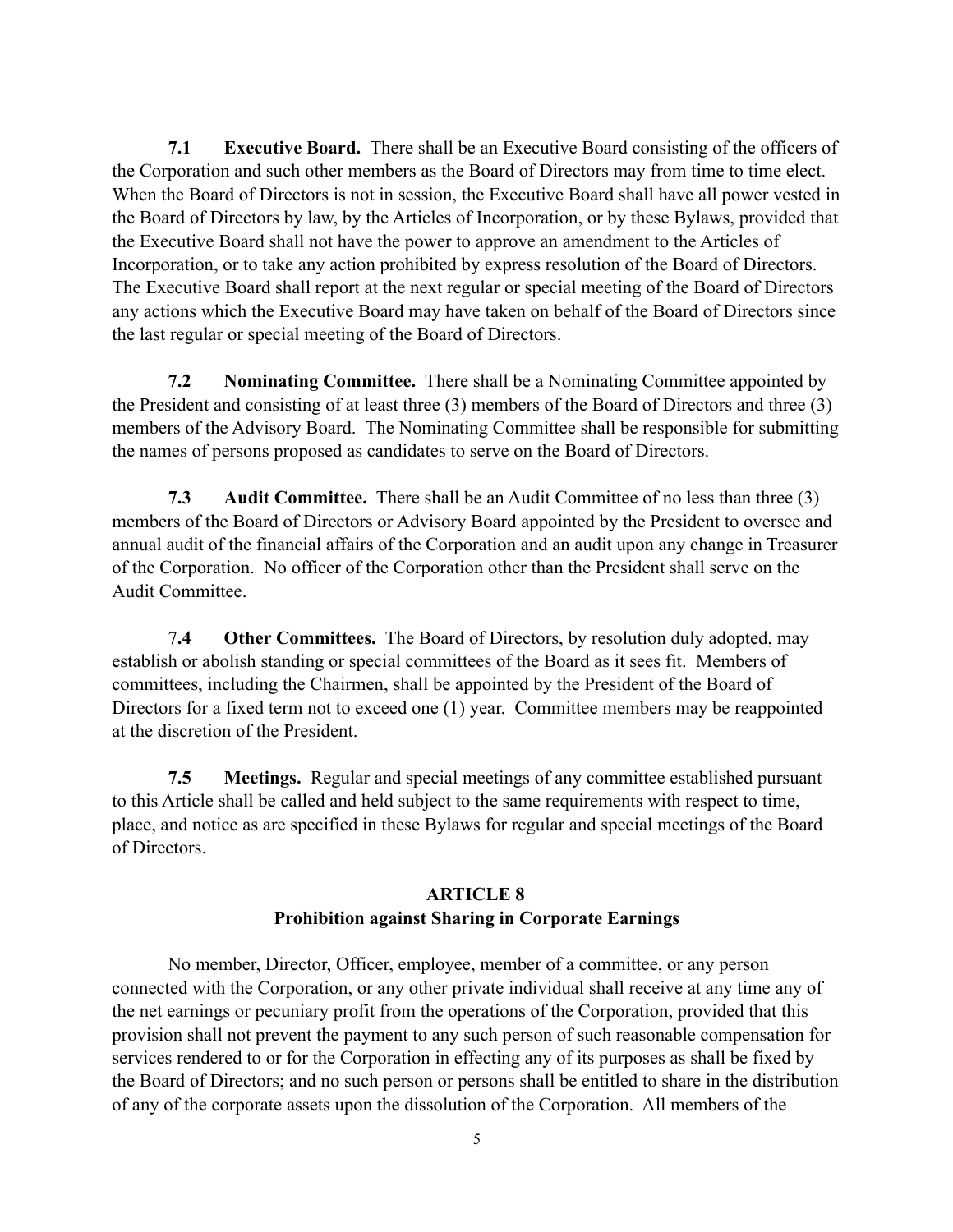**7.1 Executive Board.** There shall be an Executive Board consisting of the officers of the Corporation and such other members as the Board of Directors may from time to time elect. When the Board of Directors is not in session, the Executive Board shall have all power vested in the Board of Directors by law, by the Articles of Incorporation, or by these Bylaws, provided that the Executive Board shall not have the power to approve an amendment to the Articles of Incorporation, or to take any action prohibited by express resolution of the Board of Directors. The Executive Board shall report at the next regular or special meeting of the Board of Directors any actions which the Executive Board may have taken on behalf of the Board of Directors since the last regular or special meeting of the Board of Directors.

**7.2 Nominating Committee.** There shall be a Nominating Committee appointed by the President and consisting of at least three (3) members of the Board of Directors and three (3) members of the Advisory Board. The Nominating Committee shall be responsible for submitting the names of persons proposed as candidates to serve on the Board of Directors.

**7.3 Audit Committee.** There shall be an Audit Committee of no less than three (3) members of the Board of Directors or Advisory Board appointed by the President to oversee and annual audit of the financial affairs of the Corporation and an audit upon any change in Treasurer of the Corporation. No officer of the Corporation other than the President shall serve on the Audit Committee.

**7.4 Other Committees.** The Board of Directors, by resolution duly adopted, may establish or abolish standing or special committees of the Board as it sees fit. Members of committees, including the Chairmen, shall be appointed by the President of the Board of Directors for a fixed term not to exceed one (1) year. Committee members may be reappointed at the discretion of the President.

**7.5 Meetings.** Regular and special meetings of any committee established pursuant to this Article shall be called and held subject to the same requirements with respect to time, place, and notice as are specified in these Bylaws for regular and special meetings of the Board of Directors.

## ARTICLE 8
## Prohibition against Sharing in Corporate Earnings

No member, Director, Officer, employee, member of a committee, or any person connected with the Corporation, or any other private individual shall receive at any time any of the net earnings or pecuniary profit from the operations of the Corporation, provided that this provision shall not prevent the payment to any such person of such reasonable compensation for services rendered to or for the Corporation in effecting any of its purposes as shall be fixed by the Board of Directors; and no such person or persons shall be entitled to share in the distribution of any of the corporate assets upon the dissolution of the Corporation. All members of the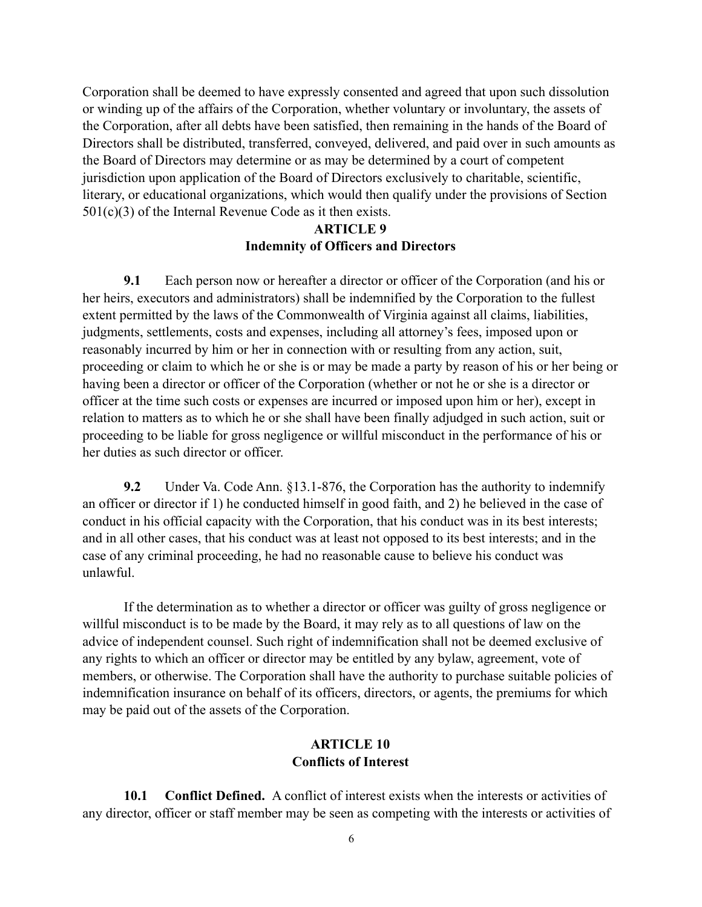Corporation shall be deemed to have expressly consented and agreed that upon such dissolution or winding up of the affairs of the Corporation, whether voluntary or involuntary, the assets of the Corporation, after all debts have been satisfied, then remaining in the hands of the Board of Directors shall be distributed, transferred, conveyed, delivered, and paid over in such amounts as the Board of Directors may determine or as may be determined by a court of competent jurisdiction upon application of the Board of Directors exclusively to charitable, scientific, literary, or educational organizations, which would then qualify under the provisions of Section 501(c)(3) of the Internal Revenue Code as it then exists.

## ARTICLE 9
## Indemnity of Officers and Directors

**9.1** Each person now or hereafter a director or officer of the Corporation (and his or her heirs, executors and administrators) shall be indemnified by the Corporation to the fullest extent permitted by the laws of the Commonwealth of Virginia against all claims, liabilities, judgments, settlements, costs and expenses, including all attorney's fees, imposed upon or reasonably incurred by him or her in connection with or resulting from any action, suit, proceeding or claim to which he or she is or may be made a party by reason of his or her being or having been a director or officer of the Corporation (whether or not he or she is a director or officer at the time such costs or expenses are incurred or imposed upon him or her), except in relation to matters as to which he or she shall have been finally adjudged in such action, suit or proceeding to be liable for gross negligence or willful misconduct in the performance of his or her duties as such director or officer.

**9.2** Under Va. Code Ann. §13.1-876, the Corporation has the authority to indemnify an officer or director if 1) he conducted himself in good faith, and 2) he believed in the case of conduct in his official capacity with the Corporation, that his conduct was in its best interests; and in all other cases, that his conduct was at least not opposed to its best interests; and in the case of any criminal proceeding, he had no reasonable cause to believe his conduct was unlawful.

If the determination as to whether a director or officer was guilty of gross negligence or willful misconduct is to be made by the Board, it may rely as to all questions of law on the advice of independent counsel. Such right of indemnification shall not be deemed exclusive of any rights to which an officer or director may be entitled by any bylaw, agreement, vote of members, or otherwise. The Corporation shall have the authority to purchase suitable policies of indemnification insurance on behalf of its officers, directors, or agents, the premiums for which may be paid out of the assets of the Corporation.

## ARTICLE 10
## Conflicts of Interest

**10.1 Conflict Defined.** A conflict of interest exists when the interests or activities of any director, officer or staff member may be seen as competing with the interests or activities of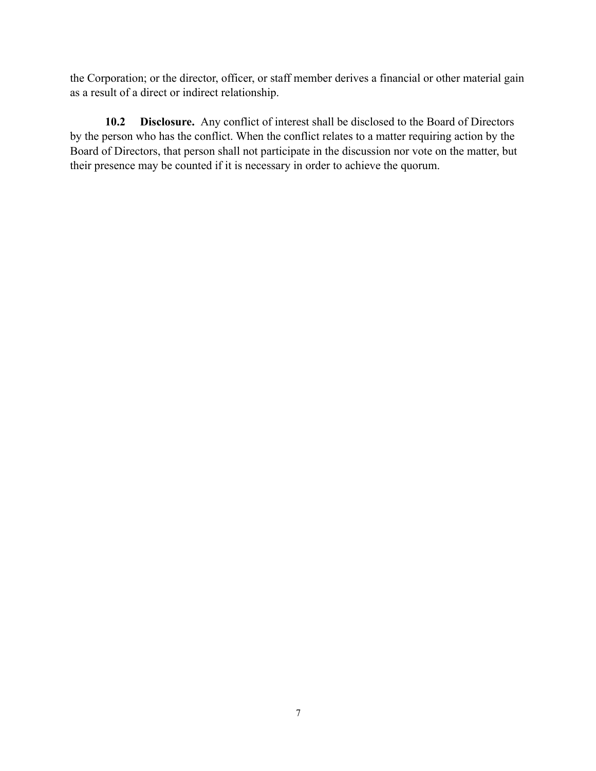the Corporation; or the director, officer, or staff member derives a financial or other material gain as a result of a direct or indirect relationship.

**10.2 Disclosure.** Any conflict of interest shall be disclosed to the Board of Directors by the person who has the conflict. When the conflict relates to a matter requiring action by the Board of Directors, that person shall not participate in the discussion nor vote on the matter, but their presence may be counted if it is necessary in order to achieve the quorum.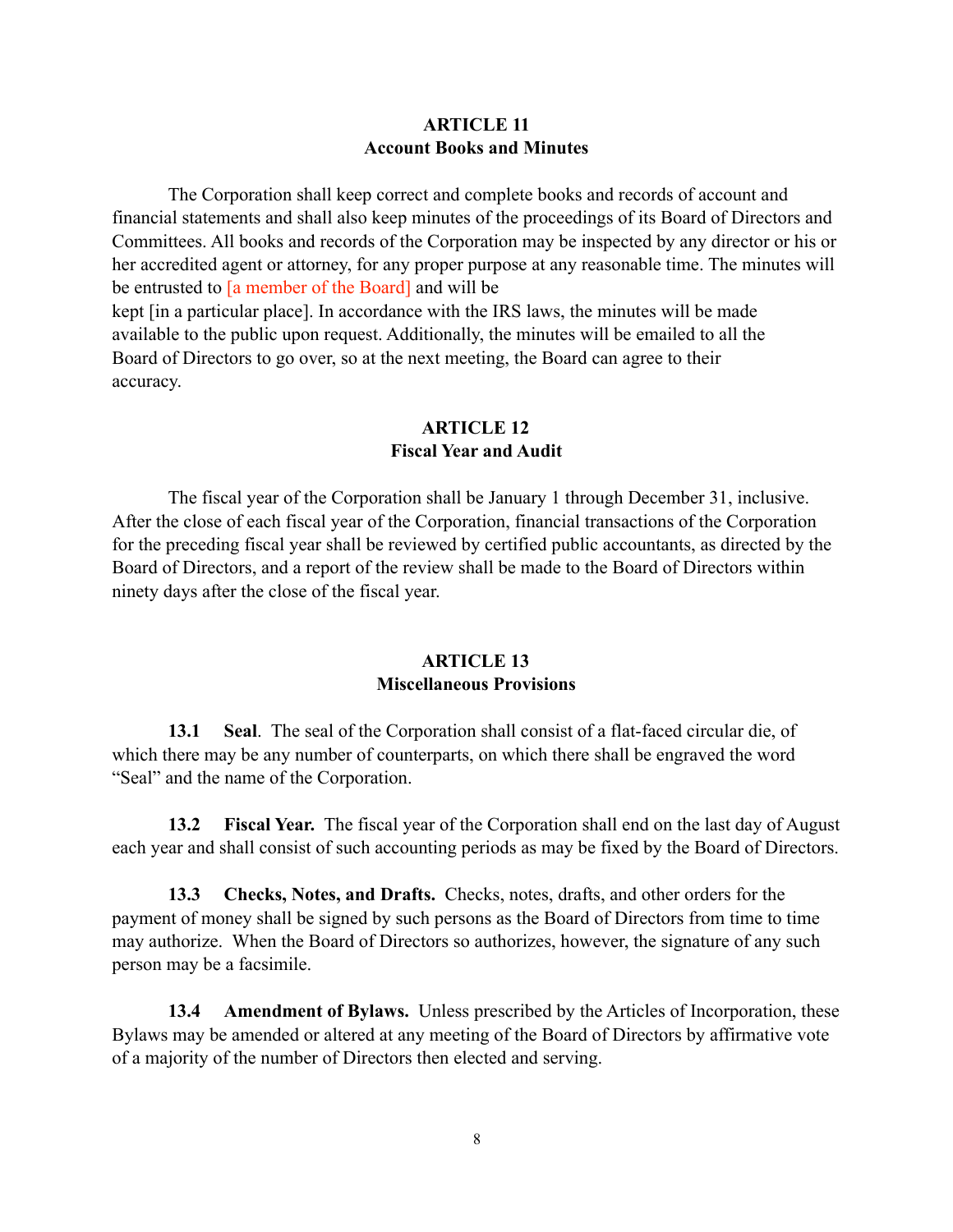## ARTICLE 11
## Account Books and Minutes

The Corporation shall keep correct and complete books and records of account and financial statements and shall also keep minutes of the proceedings of its Board of Directors and Committees. All books and records of the Corporation may be inspected by any director or his or her accredited agent or attorney, for any proper purpose at any reasonable time. The minutes will be entrusted to [a member of the Board] and will be kept [in a particular place]. In accordance with the IRS laws, the minutes will be made available to the public upon request. Additionally, the minutes will be emailed to all the Board of Directors to go over, so at the next meeting, the Board can agree to their accuracy.

## ARTICLE 12
## Fiscal Year and Audit

The fiscal year of the Corporation shall be January 1 through December 31, inclusive. After the close of each fiscal year of the Corporation, financial transactions of the Corporation for the preceding fiscal year shall be reviewed by certified public accountants, as directed by the Board of Directors, and a report of the review shall be made to the Board of Directors within ninety days after the close of the fiscal year.

## ARTICLE 13
## Miscellaneous Provisions

**13.1 Seal**. The seal of the Corporation shall consist of a flat-faced circular die, of which there may be any number of counterparts, on which there shall be engraved the word "Seal" and the name of the Corporation.

**13.2 Fiscal Year.** The fiscal year of the Corporation shall end on the last day of August each year and shall consist of such accounting periods as may be fixed by the Board of Directors.

**13.3 Checks, Notes, and Drafts.** Checks, notes, drafts, and other orders for the payment of money shall be signed by such persons as the Board of Directors from time to time may authorize. When the Board of Directors so authorizes, however, the signature of any such person may be a facsimile.

**13.4 Amendment of Bylaws.** Unless prescribed by the Articles of Incorporation, these Bylaws may be amended or altered at any meeting of the Board of Directors by affirmative vote of a majority of the number of Directors then elected and serving.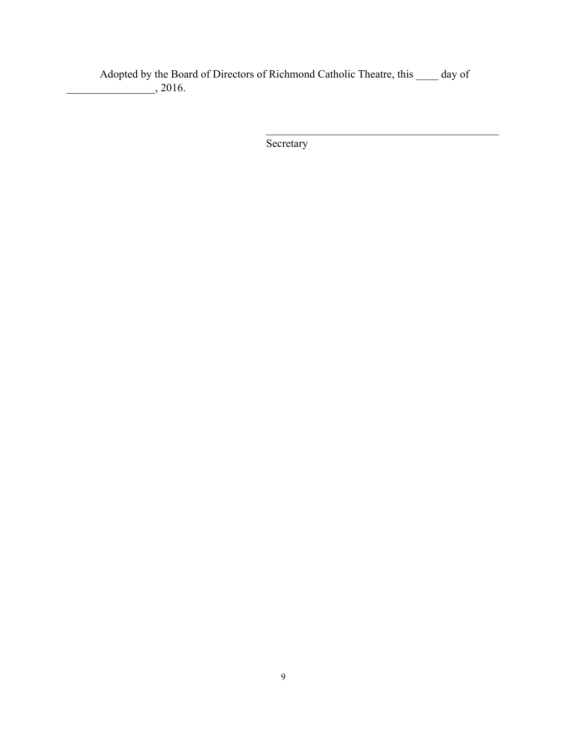Adopted by the Board of Directors of Richmond Catholic Theatre, this ____ day of ________________, 2016.

_____________________________________________
Secretary